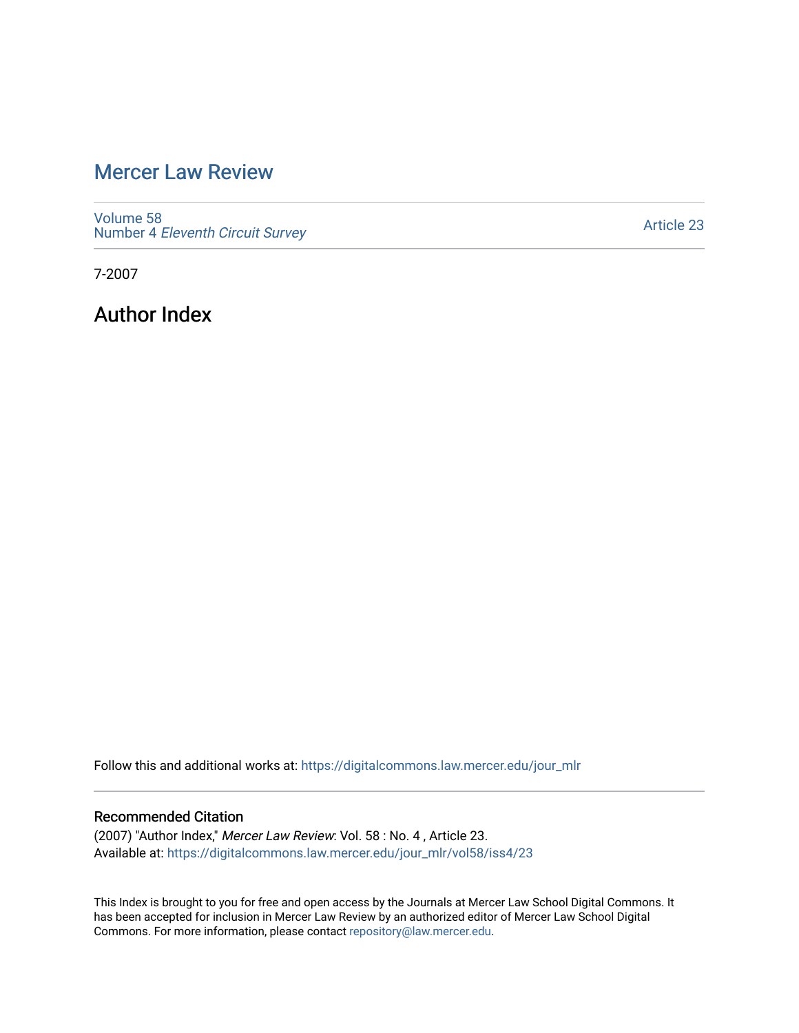# Mercer Law Review

Volume 58
Number 4 *Eleventh Circuit Survey*

Article 23

7-2007

## Author Index

Follow this and additional works at: https://digitalcommons.law.mercer.edu/jour_mlr

### Recommended Citation

(2007) "Author Index," *Mercer Law Review*: Vol. 58 : No. 4 , Article 23.
Available at: https://digitalcommons.law.mercer.edu/jour_mlr/vol58/iss4/23

This Index is brought to you for free and open access by the Journals at Mercer Law School Digital Commons. It has been accepted for inclusion in Mercer Law Review by an authorized editor of Mercer Law School Digital Commons. For more information, please contact repository@law.mercer.edu.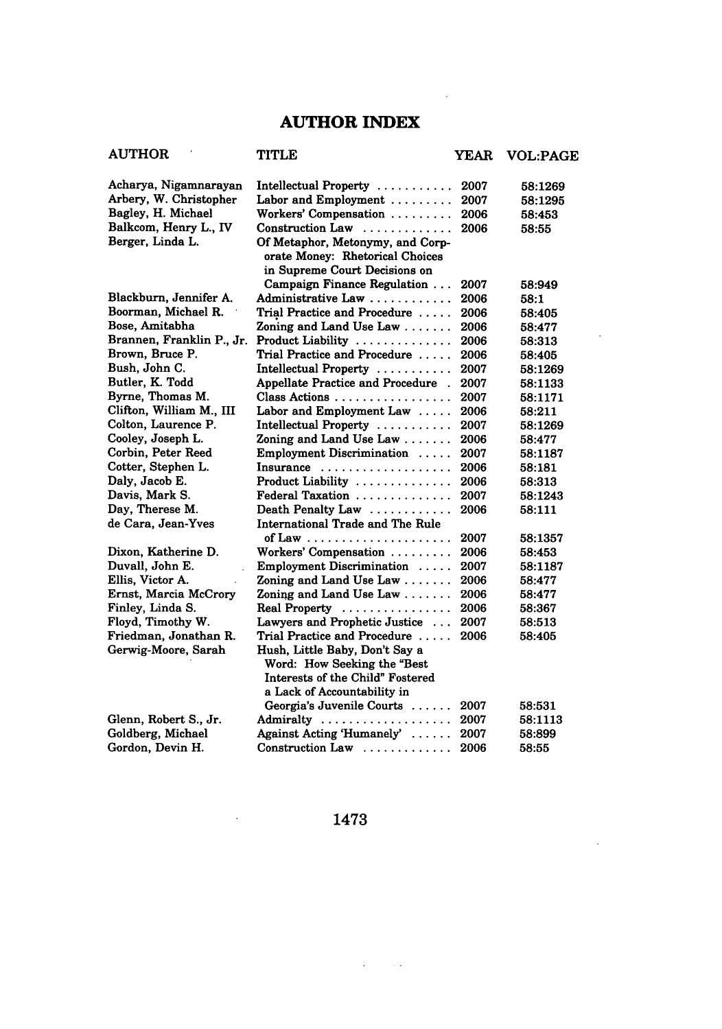# AUTHOR INDEX

| AUTHOR | TITLE | YEAR | VOL:PAGE |
|---|---|---|---|
| Acharya, Nigamnarayan | Intellectual Property | 2007 | 58:1269 |
| Arbery, W. Christopher | Labor and Employment | 2007 | 58:1295 |
| Bagley, H. Michael | Workers' Compensation | 2006 | 58:453 |
| Balkcom, Henry L., IV | Construction Law | 2006 | 58:55 |
| Berger, Linda L. | Of Metaphor, Metonymy, and Corporate Money: Rhetorical Choices in Supreme Court Decisions on Campaign Finance Regulation | 2007 | 58:949 |
| Blackburn, Jennifer A. | Administrative Law | 2006 | 58:1 |
| Boorman, Michael R. | Trial Practice and Procedure | 2006 | 58:405 |
| Bose, Amitabha | Zoning and Land Use Law | 2006 | 58:477 |
| Brannen, Franklin P., Jr. | Product Liability | 2006 | 58:313 |
| Brown, Bruce P. | Trial Practice and Procedure | 2006 | 58:405 |
| Bush, John C. | Intellectual Property | 2007 | 58:1269 |
| Butler, K. Todd | Appellate Practice and Procedure | 2007 | 58:1133 |
| Byrne, Thomas M. | Class Actions | 2007 | 58:1171 |
| Clifton, William M., III | Labor and Employment Law | 2006 | 58:211 |
| Colton, Laurence P. | Intellectual Property | 2007 | 58:1269 |
| Cooley, Joseph L. | Zoning and Land Use Law | 2006 | 58:477 |
| Corbin, Peter Reed | Employment Discrimination | 2007 | 58:1187 |
| Cotter, Stephen L. | Insurance | 2006 | 58:181 |
| Daly, Jacob E. | Product Liability | 2006 | 58:313 |
| Davis, Mark S. | Federal Taxation | 2007 | 58:1243 |
| Day, Therese M. | Death Penalty Law | 2006 | 58:111 |
| de Cara, Jean-Yves | International Trade and The Rule of Law | 2007 | 58:1357 |
| Dixon, Katherine D. | Workers' Compensation | 2006 | 58:453 |
| Duvall, John E. | Employment Discrimination | 2007 | 58:1187 |
| Ellis, Victor A. | Zoning and Land Use Law | 2006 | 58:477 |
| Ernst, Marcia McCrory | Zoning and Land Use Law | 2006 | 58:477 |
| Finley, Linda S. | Real Property | 2006 | 58:367 |
| Floyd, Timothy W. | Lawyers and Prophetic Justice | 2007 | 58:513 |
| Friedman, Jonathan R. | Trial Practice and Procedure | 2006 | 58:405 |
| Gerwig-Moore, Sarah | Hush, Little Baby, Don't Say a Word: How Seeking the "Best Interests of the Child" Fostered a Lack of Accountability in Georgia's Juvenile Courts | 2007 | 58:531 |
| Glenn, Robert S., Jr. | Admiralty | 2007 | 58:1113 |
| Goldberg, Michael | Against Acting 'Humanely' | 2007 | 58:899 |
| Gordon, Devin H. | Construction Law | 2006 | 58:55 |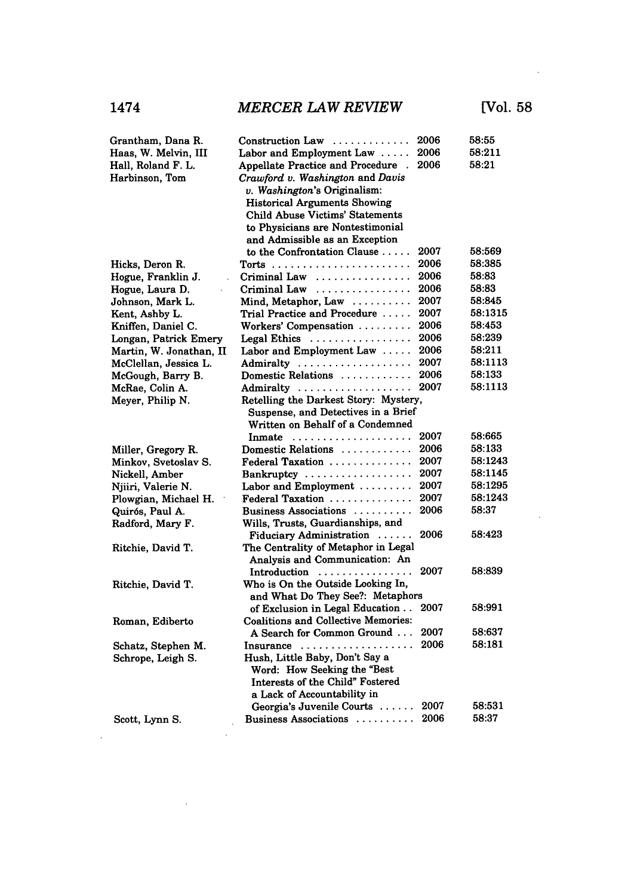| | | | |
|---|---|---|---|
| Grantham, Dana R. | Construction Law | 2006 | 58:55 |
| Haas, W. Melvin, III | Labor and Employment Law | 2006 | 58:211 |
| Hall, Roland F. L. | Appellate Practice and Procedure | 2006 | 58:21 |
| Harbinson, Tom | *Crawford v. Washington* and *Davis v. Washington*'s Originalism: Historical Arguments Showing Child Abuse Victims' Statements to Physicians are Nontestimonial and Admissible as an Exception to the Confrontation Clause | 2007 | 58:569 |
| Hicks, Deron R. | Torts | 2006 | 58:385 |
| Hogue, Franklin J. | Criminal Law | 2006 | 58:83 |
| Hogue, Laura D. | Criminal Law | 2006 | 58:83 |
| Johnson, Mark L. | Mind, Metaphor, Law | 2007 | 58:845 |
| Kent, Ashby L. | Trial Practice and Procedure | 2007 | 58:1315 |
| Kniffen, Daniel C. | Workers' Compensation | 2006 | 58:453 |
| Longan, Patrick Emery | Legal Ethics | 2006 | 58:239 |
| Martin, W. Jonathan, II | Labor and Employment Law | 2006 | 58:211 |
| McClellan, Jessica L. | Admiralty | 2007 | 58:1113 |
| McGough, Barry B. | Domestic Relations | 2006 | 58:133 |
| McRae, Colin A. | Admiralty | 2007 | 58:1113 |
| Meyer, Philip N. | Retelling the Darkest Story: Mystery, Suspense, and Detectives in a Brief Written on Behalf of a Condemned Inmate | 2007 | 58:665 |
| Miller, Gregory R. | Domestic Relations | 2006 | 58:133 |
| Minkov, Svetoslav S. | Federal Taxation | 2007 | 58:1243 |
| Nickell, Amber | Bankruptcy | 2007 | 58:1145 |
| Njiiri, Valerie N. | Labor and Employment | 2007 | 58:1295 |
| Plowgian, Michael H. | Federal Taxation | 2007 | 58:1243 |
| Quirós, Paul A. | Business Associations | 2006 | 58:37 |
| Radford, Mary F. | Wills, Trusts, Guardianships, and Fiduciary Administration | 2006 | 58:423 |
| Ritchie, David T. | The Centrality of Metaphor in Legal Analysis and Communication: An Introduction | 2007 | 58:839 |
| Ritchie, David T. | Who is On the Outside Looking In, and What Do They See?: Metaphors of Exclusion in Legal Education | 2007 | 58:991 |
| Roman, Ediberto | Coalitions and Collective Memories: A Search for Common Ground | 2007 | 58:637 |
| Schatz, Stephen M. | Insurance | 2006 | 58:181 |
| Schrope, Leigh S. | Hush, Little Baby, Don't Say a Word: How Seeking the "Best Interests of the Child" Fostered a Lack of Accountability in Georgia's Juvenile Courts | 2007 | 58:531 |
| Scott, Lynn S. | Business Associations | 2006 | 58:37 |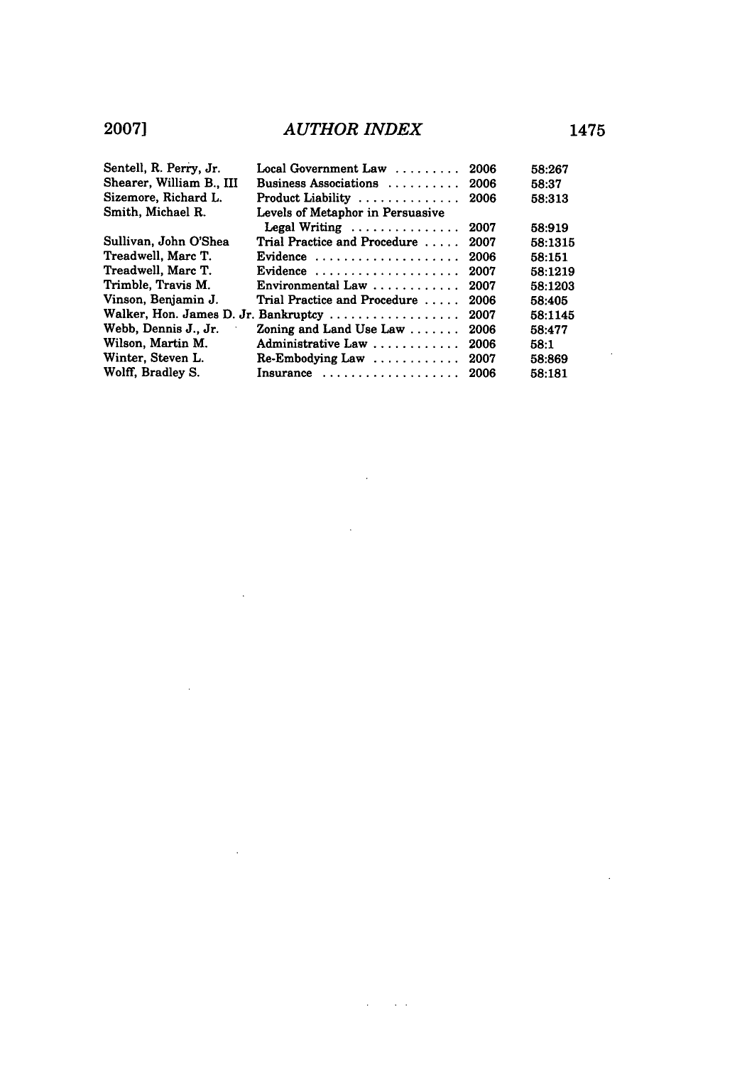| | | | |
|---|---|---|---|
| Sentell, R. Perry, Jr. | Local Government Law | 2006 | 58:267 |
| Shearer, William B., III | Business Associations | 2006 | 58:37 |
| Sizemore, Richard L. | Product Liability | 2006 | 58:313 |
| Smith, Michael R. | Levels of Metaphor in Persuasive Legal Writing | 2007 | 58:919 |
| Sullivan, John O'Shea | Trial Practice and Procedure | 2007 | 58:1315 |
| Treadwell, Marc T. | Evidence | 2006 | 58:151 |
| Treadwell, Marc T. | Evidence | 2007 | 58:1219 |
| Trimble, Travis M. | Environmental Law | 2007 | 58:1203 |
| Vinson, Benjamin J. | Trial Practice and Procedure | 2006 | 58:405 |
| Walker, Hon. James D. Jr. | Bankruptcy | 2007 | 58:1145 |
| Webb, Dennis J., Jr. | Zoning and Land Use Law | 2006 | 58:477 |
| Wilson, Martin M. | Administrative Law | 2006 | 58:1 |
| Winter, Steven L. | Re-Embodying Law | 2007 | 58:869 |
| Wolff, Bradley S. | Insurance | 2006 | 58:181 |